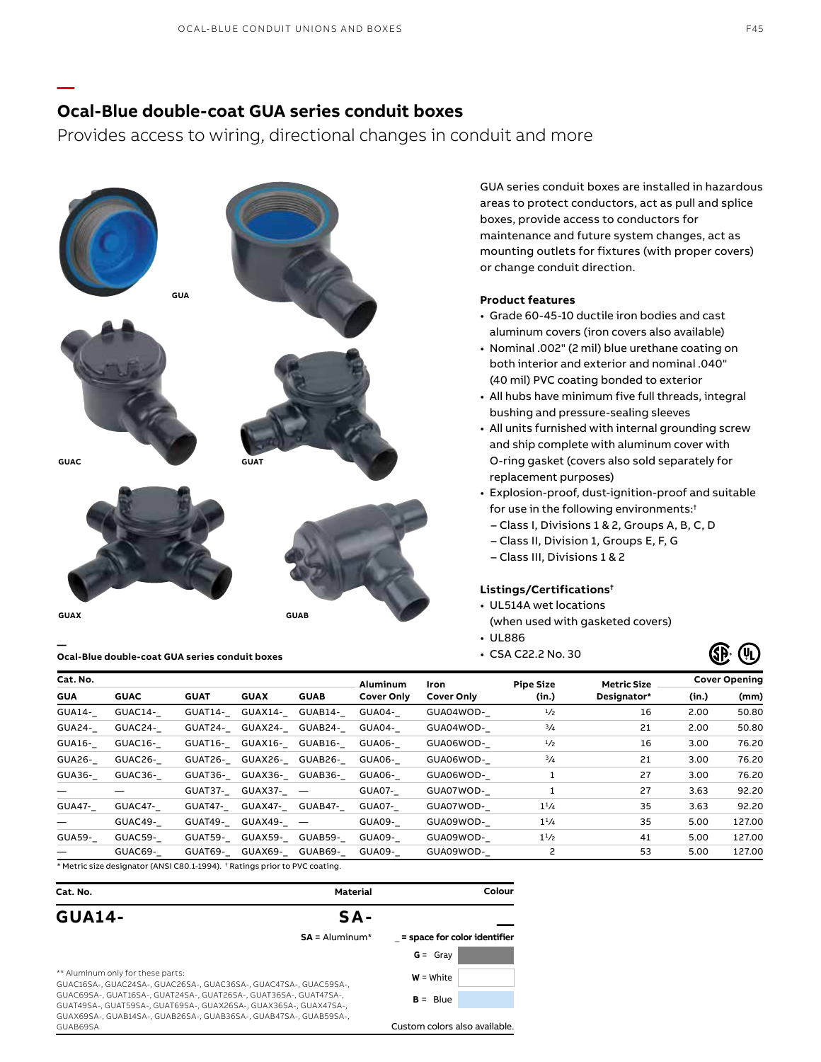## Ocal-Blue double-coat GUA series conduit boxes

Provides access to wiring, directional changes in conduit and more

GUA

GUAC

GUAT

GUAX

GUAB

Ocal-Blue double-coat GUA series conduit boxes

GUA series conduit boxes are installed in hazardous areas to protect conductors, act as pull and splice boxes, provide access to conductors for maintenance and future system changes, act as mounting outlets for fixtures (with proper covers) or change conduit direction.

**Product features**

- Grade 60-45-10 ductile iron bodies and cast aluminum covers (iron covers also available)
- Nominal .002" (2 mil) blue urethane coating on both interior and exterior and nominal .040" (40 mil) PVC coating bonded to exterior
- All hubs have minimum five full threads, integral bushing and pressure-sealing sleeves
- All units furnished with internal grounding screw and ship complete with aluminum cover with O-ring gasket (covers also sold separately for replacement purposes)
- Explosion-proof, dust-ignition-proof and suitable for use in the following environments:†
  - Class I, Divisions 1 & 2, Groups A, B, C, D
  - Class II, Division 1, Groups E, F, G
  - Class III, Divisions 1 & 2

**Listings/Certifications†**

- UL514A wet locations (when used with gasketed covers)
- UL886
- CSA C22.2 No. 30

| Cat. No. | | | | | Aluminum | Iron | Pipe Size | Metric Size | Cover Opening | |
|---|---|---|---|---|---|---|---|---|---|---|
| GUA | GUAC | GUAT | GUAX | GUAB | Cover Only | Cover Only | (in.) | Designator* | (in.) | (mm) |
| GUA14-_ | GUAC14-_ | GUAT14-_ | GUAX14-_ | GUAB14-_ | GUA04-_ | GUA04WOD-_ | 1/2 | 16 | 2.00 | 50.80 |
| GUA24-_ | GUAC24-_ | GUAT24-_ | GUAX24-_ | GUAB24-_ | GUA04-_ | GUA04WOD-_ | 3/4 | 21 | 2.00 | 50.80 |
| GUA16-_ | GUAC16-_ | GUAT16-_ | GUAX16-_ | GUAB16-_ | GUA06-_ | GUA06WOD-_ | 1/2 | 16 | 3.00 | 76.20 |
| GUA26-_ | GUAC26-_ | GUAT26-_ | GUAX26-_ | GUAB26-_ | GUA06-_ | GUA06WOD-_ | 3/4 | 21 | 3.00 | 76.20 |
| GUA36-_ | GUAC36-_ | GUAT36-_ | GUAX36-_ | GUAB36-_ | GUA06-_ | GUA06WOD-_ | 1 | 27 | 3.00 | 76.20 |
| — | — | GUAT37-_ | GUAX37-_ | — | GUA07-_ | GUA07WOD-_ | 1 | 27 | 3.63 | 92.20 |
| GUA47-_ | GUAC47-_ | GUAT47-_ | GUAX47-_ | GUAB47-_ | GUA07-_ | GUA07WOD-_ | 1 1/4 | 35 | 3.63 | 92.20 |
| — | GUAC49-_ | GUAT49-_ | GUAX49-_ | — | GUA09-_ | GUA09WOD-_ | 1 1/4 | 35 | 5.00 | 127.00 |
| GUA59-_ | GUAC59-_ | GUAT59-_ | GUAX59-_ | GUAB59-_ | GUA09-_ | GUA09WOD-_ | 1 1/2 | 41 | 5.00 | 127.00 |
| — | GUAC69-_ | GUAT69-_ | GUAX69-_ | GUAB69-_ | GUA09-_ | GUA09WOD-_ | 2 | 53 | 5.00 | 127.00 |

\* Metric size designator (ANSI C80.1-1994). † Ratings prior to PVC coating.

| Cat. No. | Material | Colour |
|---|---|---|
| **GUA14-** | **SA-** | **_** |
| | **SA** = Aluminum* | **_ = space for color identifier** |
| | | **G** = Gray |
| | | **W** = White |
| | | **B** = Blue |
| | | Custom colors also available. |

** Aluminum only for these parts:
GUAC16SA-, GUAC24SA-, GUAC26SA-, GUAC36SA-, GUAC47SA-, GUAC59SA-, GUAC69SA-, GUAT16SA-, GUAT24SA-, GUAT26SA-, GUAT36SA-, GUAT47SA-, GUAT49SA-, GUAT59SA-, GUAT69SA-, GUAX26SA-, GUAX36SA-, GUAX47SA-, GUAX69SA-, GUAB14SA-, GUAB26SA-, GUAB36SA-, GUAB47SA-, GUAB59SA-, GUAB69SA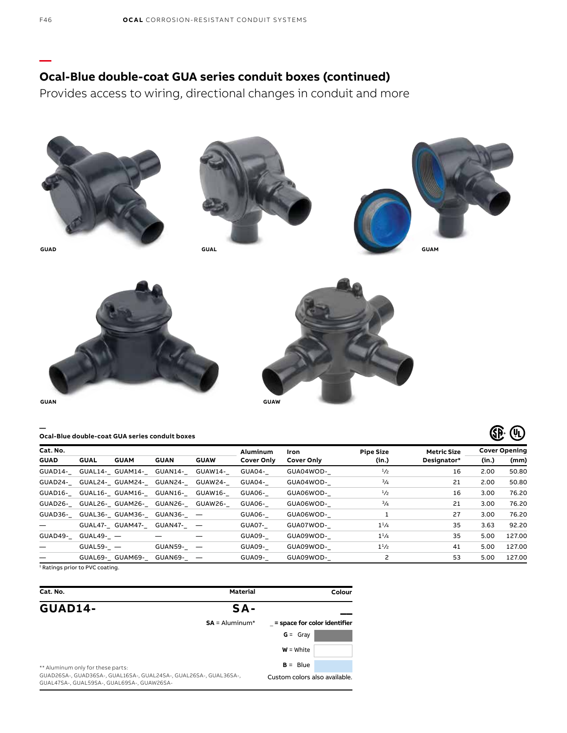## Ocal-Blue double-coat GUA series conduit boxes (continued)

Provides access to wiring, directional changes in conduit and more

GUAD

GUAL

GUAM

GUAN

GUAW

### Ocal-Blue double-coat GUA series conduit boxes

| Cat. No. | | | | | Aluminum | Iron | Pipe Size | Metric Size | Cover Opening | |
|---|---|---|---|---|---|---|---|---|---|---|
| GUAD | GUAL | GUAM | GUAN | GUAW | Cover Only | Cover Only | (in.) | Designator* | (in.) | (mm) |
| GUAD14-_ | GUAL14-_ | GUAM14-_ | GUAN14-_ | GUAW14-_ | GUA04-_ | GUA04WOD-_ | ½ | 16 | 2.00 | 50.80 |
| GUAD24-_ | GUAL24-_ | GUAM24-_ | GUAN24-_ | GUAW24-_ | GUA04-_ | GUA04WOD-_ | ¾ | 21 | 2.00 | 50.80 |
| GUAD16-_ | GUAL16-_ | GUAM16-_ | GUAN16-_ | GUAW16-_ | GUA06-_ | GUA06WOD-_ | ½ | 16 | 3.00 | 76.20 |
| GUAD26-_ | GUAL26-_ | GUAM26-_ | GUAN26-_ | GUAW26-_ | GUA06-_ | GUA06WOD-_ | ¾ | 21 | 3.00 | 76.20 |
| GUAD36-_ | GUAL36-_ | GUAM36-_ | GUAN36-_ | — | GUA06-_ | GUA06WOD-_ | 1 | 27 | 3.00 | 76.20 |
| — | GUAL47-_ | GUAM47-_ | GUAN47-_ | — | GUA07-_ | GUA07WOD-_ | 1¼ | 35 | 3.63 | 92.20 |
| GUAD49-_ | GUAL49-_ | — | — | — | GUA09-_ | GUA09WOD-_ | 1¼ | 35 | 5.00 | 127.00 |
| — | GUAL59-_ | — | GUAN59-_ | — | GUA09-_ | GUA09WOD-_ | 1½ | 41 | 5.00 | 127.00 |
| — | GUAL69-_ | GUAM69-_ | GUAN69-_ | — | GUA09-_ | GUA09WOD-_ | 2 | 53 | 5.00 | 127.00 |

[1] Ratings prior to PVC coating.

| Cat. No. | Material | Colour |
|---|---|---|
| **GUAD14-** | **SA-** | **__** |
| | **SA** = Aluminum* | _ = space for color identifier |
| | | **G** = Gray |
| | | **W** = White |
| | | **B** = Blue |
| | | Custom colors also available. |

** Aluminum only for these parts:
GUAD26SA-, GUAD36SA-, GUAL16SA-, GUAL24SA-, GUAL26SA-, GUAL36SA-, GUAL47SA-, GUAL59SA-, GUAL69SA-, GUAW26SA-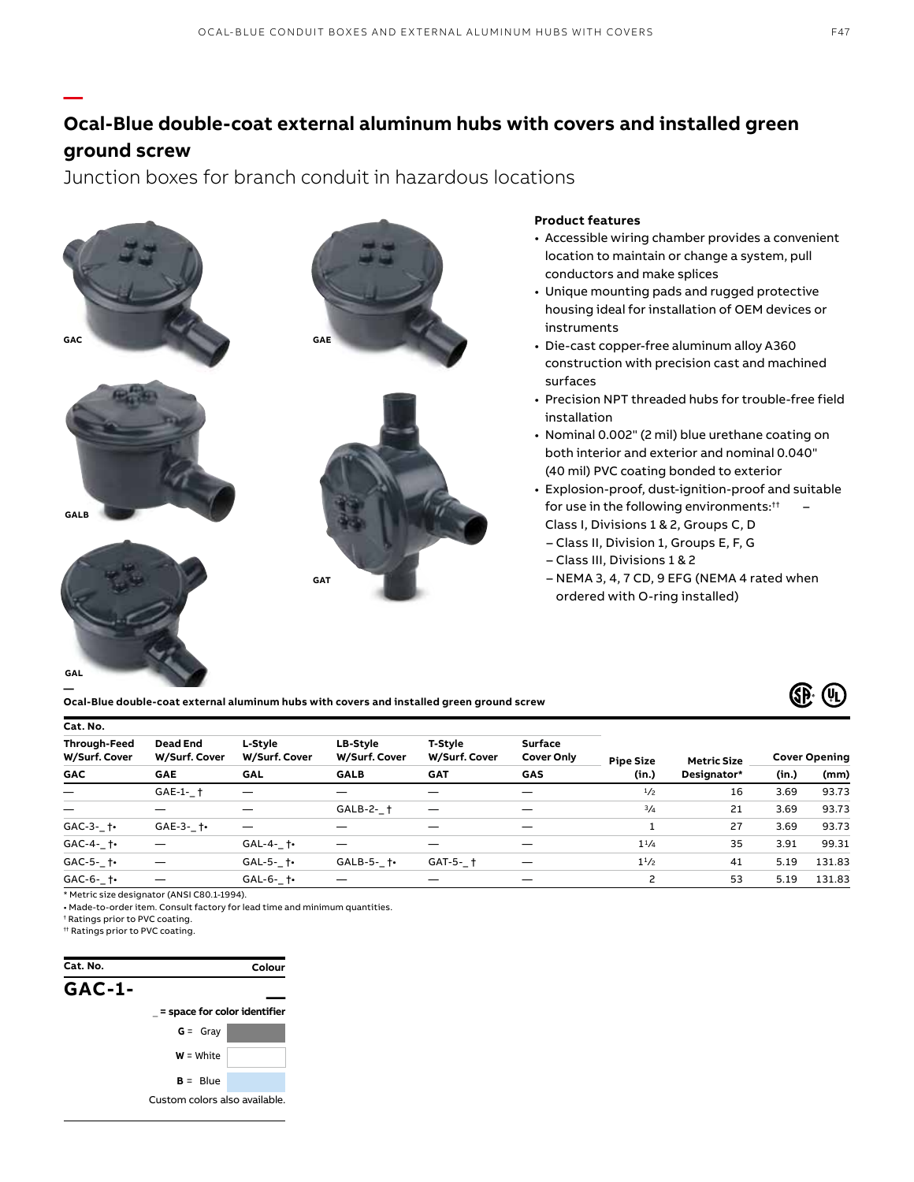## Ocal-Blue double-coat external aluminum hubs with covers and installed green ground screw

Junction boxes for branch conduit in hazardous locations

GAC

GAE

GALB

GAT

GAL

**Product features**

- Accessible wiring chamber provides a convenient location to maintain or change a system, pull conductors and make splices
- Unique mounting pads and rugged protective housing ideal for installation of OEM devices or instruments
- Die-cast copper-free aluminum alloy A360 construction with precision cast and machined surfaces
- Precision NPT threaded hubs for trouble-free field installation
- Nominal 0.002" (2 mil) blue urethane coating on both interior and exterior and nominal 0.040" (40 mil) PVC coating bonded to exterior
- Explosion-proof, dust-ignition-proof and suitable for use in the following environments:†† – Class I, Divisions 1 & 2, Groups C, D
  - Class II, Division 1, Groups E, F, G
  - Class III, Divisions 1 & 2
  - NEMA 3, 4, 7 CD, 9 EFG (NEMA 4 rated when ordered with O-ring installed)

**Ocal-Blue double-coat external aluminum hubs with covers and installed green ground screw**

| Cat. No. | | | | | | | | | |
|---|---|---|---|---|---|---|---|---|---|
| Through-Feed W/Surf. Cover | Dead End W/Surf. Cover | L-Style W/Surf. Cover | LB-Style W/Surf. Cover | T-Style W/Surf. Cover | Surface Cover Only | Pipe Size | Metric Size | Cover Opening | |
| GAC | GAE | GAL | GALB | GAT | GAS | (in.) | Designator* | (in.) | (mm) |
| — | GAE-1-_ † | — | — | — | — | 1/2 | 16 | 3.69 | 93.73 |
| — | — | — | GALB-2-_ † | — | — | 3/4 | 21 | 3.69 | 93.73 |
| GAC-3-_ †• | GAE-3-_ †• | — | — | — | — | 1 | 27 | 3.69 | 93.73 |
| GAC-4-_ †• | — | GAL-4-_ †• | — | — | — | 1 1/4 | 35 | 3.91 | 99.31 |
| GAC-5-_ †• | — | GAL-5-_ †• | GALB-5-_ †• | GAT-5-_ † | — | 1 1/2 | 41 | 5.19 | 131.83 |
| GAC-6-_ †• | — | GAL-6-_ †• | — | — | — | 2 | 53 | 5.19 | 131.83 |

\* Metric size designator (ANSI C80.1-1994).
• Made-to-order item. Consult factory for lead time and minimum quantities.
† Ratings prior to PVC coating.
†† Ratings prior to PVC coating.

| Cat. No. | Colour |
|---|---|
| **GAC-1-** | _ |

_ = space for color identifier

**G** = Gray

**W** = White

**B** = Blue

Custom colors also available.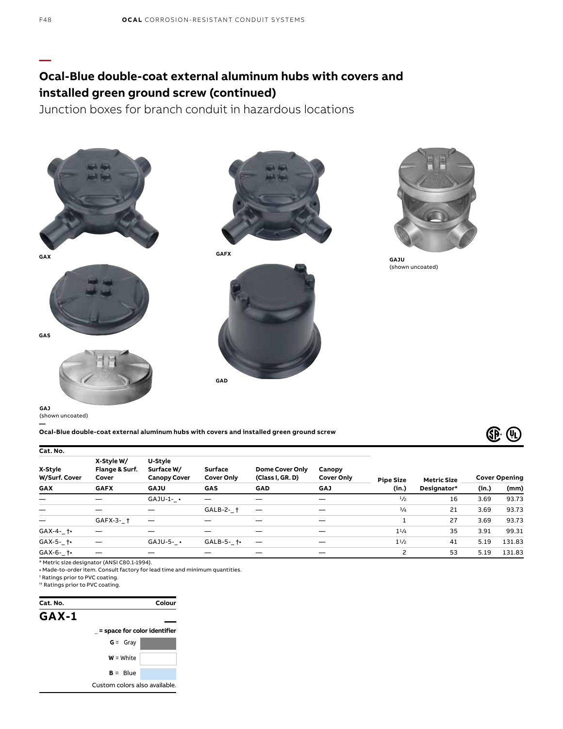# Ocal-Blue double-coat external aluminum hubs with covers and installed green ground screw (continued)

Junction boxes for branch conduit in hazardous locations

GAX

GAFX

GAJU
(shown uncoated)

GAS

GAD

GAJ
(shown uncoated)

**Ocal-Blue double-coat external aluminum hubs with covers and installed green ground screw**

| Cat. No. | | | | | | | | | |
|---|---|---|---|---|---|---|---|---|---|
| X-Style W/Surf. Cover | X-Style W/ Flange & Surf. Cover | U-Style Surface W/ Canopy Cover | Surface Cover Only | Dome Cover Only (Class I, GR. D) | Canopy Cover Only | Pipe Size | Metric Size | Cover Opening | |
| GAX | GAFX | GAJU | GAS | GAD | GAJ | (in.) | Designator* | (in.) | (mm) |
| — | — | GAJU-1-_ • | — | — | — | ½ | 16 | 3.69 | 93.73 |
| — | — | — | GALB-2-_ † | — | — | ¾ | 21 | 3.69 | 93.73 |
| — | GAFX-3-_ † | — | — | — | — | 1 | 27 | 3.69 | 93.73 |
| GAX-4-_ †• | — | — | — | — | — | 1¼ | 35 | 3.91 | 99.31 |
| GAX-5-_ †• | — | GAJU-5-_ • | GALB-5-_ †• | — | — | 1½ | 41 | 5.19 | 131.83 |
| GAX-6-_ †• | — | — | — | — | — | 2 | 53 | 5.19 | 131.83 |

\* Metric size designator (ANSI C80.1-1994).
• Made-to-order item. Consult factory for lead time and minimum quantities.
† Ratings prior to PVC coating.
†† Ratings prior to PVC coating.

| Cat. No. | Colour |
|---|---|
| **GAX-1** | **—** |
| | _ = space for color identifier |
| | **G** = Gray |
| | **W** = White |
| | **B** = Blue |
| | Custom colors also available. |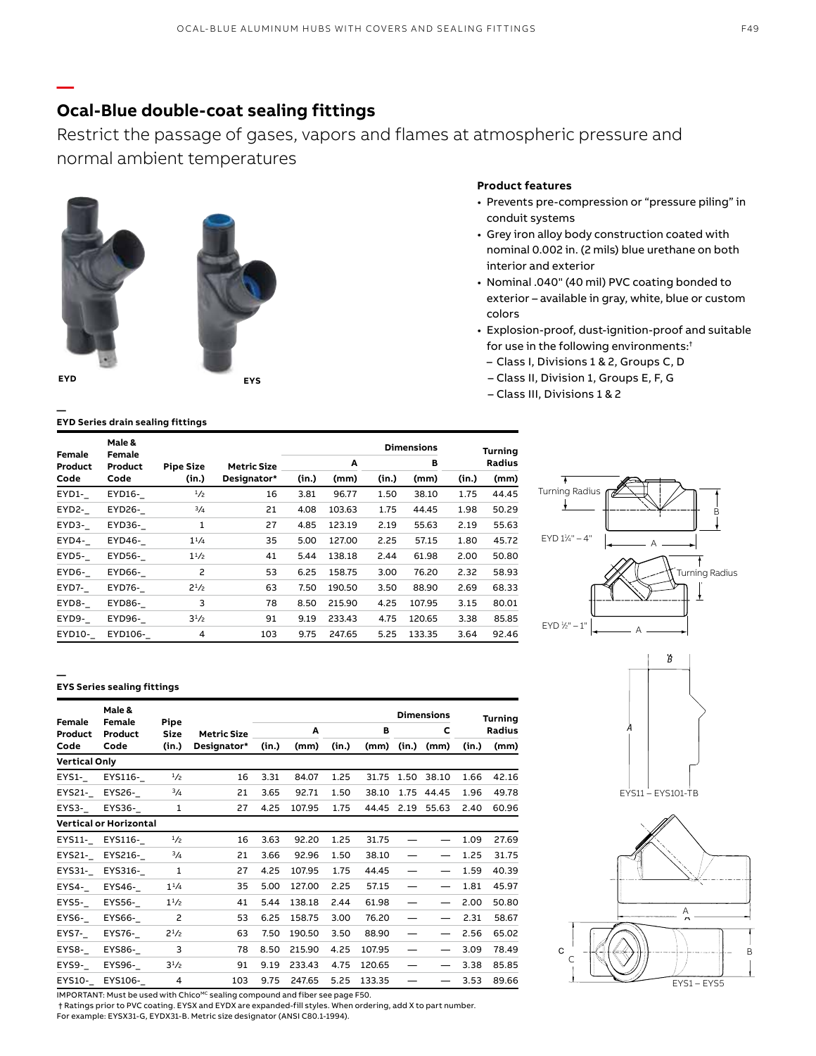## Ocal-Blue double-coat sealing fittings

Restrict the passage of gases, vapors and flames at atmospheric pressure and normal ambient temperatures

EYD

EYS

**Product features**

- Prevents pre-compression or "pressure piling" in conduit systems
- Grey iron alloy body construction coated with nominal 0.002 in. (2 mils) blue urethane on both interior and exterior
- Nominal .040" (40 mil) PVC coating bonded to exterior – available in gray, white, blue or custom colors
- Explosion-proof, dust-ignition-proof and suitable for use in the following environments:†
  - Class I, Divisions 1 & 2, Groups C, D
  - Class II, Division 1, Groups E, F, G
  - Class III, Divisions 1 & 2

### EYD Series drain sealing fittings

| Female Product Code | Male & Female Product Code | Pipe Size (in.) | Metric Size Designator* | Dimensions A (in.) | A (mm) | B (in.) | B (mm) | Turning Radius (in.) | Turning Radius (mm) |
|---|---|---|---|---|---|---|---|---|---|
| EYD1-_ | EYD16-_ | ½ | 16 | 3.81 | 96.77 | 1.50 | 38.10 | 1.75 | 44.45 |
| EYD2-_ | EYD26-_ | ¾ | 21 | 4.08 | 103.63 | 1.75 | 44.45 | 1.98 | 50.29 |
| EYD3-_ | EYD36-_ | 1 | 27 | 4.85 | 123.19 | 2.19 | 55.63 | 2.19 | 55.63 |
| EYD4-_ | EYD46-_ | 1¼ | 35 | 5.00 | 127.00 | 2.25 | 57.15 | 1.80 | 45.72 |
| EYD5-_ | EYD56-_ | 1½ | 41 | 5.44 | 138.18 | 2.44 | 61.98 | 2.00 | 50.80 |
| EYD6-_ | EYD66-_ | 2 | 53 | 6.25 | 158.75 | 3.00 | 76.20 | 2.32 | 58.93 |
| EYD7-_ | EYD76-_ | 2½ | 63 | 7.50 | 190.50 | 3.50 | 88.90 | 2.69 | 68.33 |
| EYD8-_ | EYD86-_ | 3 | 78 | 8.50 | 215.90 | 4.25 | 107.95 | 3.15 | 80.01 |
| EYD9-_ | EYD96-_ | 3½ | 91 | 9.19 | 233.43 | 4.75 | 120.65 | 3.38 | 85.85 |
| EYD10-_ | EYD106-_ | 4 | 103 | 9.75 | 247.65 | 5.25 | 133.35 | 3.64 | 92.46 |

Turning Radius, B, A — EYD 1¼" – 4"

Turning Radius, A — EYD ½" – 1"

### EYS Series sealing fittings

| Female Product Code | Male & Female Product Code | Pipe Size (in.) | Metric Size Designator* | Dimensions A (in.) | A (mm) | B (in.) | B (mm) | C (in.) | C (mm) | Turning Radius (in.) | Turning Radius (mm) |
|---|---|---|---|---|---|---|---|---|---|---|---|
| **Vertical Only** | | | | | | | | | | | |
| EYS1-_ | EYS116-_ | ½ | 16 | 3.31 | 84.07 | 1.25 | 31.75 | 1.50 | 38.10 | 1.66 | 42.16 |
| EYS21-_ | EYS26-_ | ¾ | 21 | 3.65 | 92.71 | 1.50 | 38.10 | 1.75 | 44.45 | 1.96 | 49.78 |
| EYS3-_ | EYS36-_ | 1 | 27 | 4.25 | 107.95 | 1.75 | 44.45 | 2.19 | 55.63 | 2.40 | 60.96 |
| **Vertical or Horizontal** | | | | | | | | | | | |
| EYS11-_ | EYS116-_ | ½ | 16 | 3.63 | 92.20 | 1.25 | 31.75 | — | — | 1.09 | 27.69 |
| EYS21-_ | EYS216-_ | ¾ | 21 | 3.66 | 92.96 | 1.50 | 38.10 | — | — | 1.25 | 31.75 |
| EYS31-_ | EYS316-_ | 1 | 27 | 4.25 | 107.95 | 1.75 | 44.45 | — | — | 1.59 | 40.39 |
| EYS4-_ | EYS46-_ | 1¼ | 35 | 5.00 | 127.00 | 2.25 | 57.15 | — | — | 1.81 | 45.97 |
| EYS5-_ | EYS56-_ | 1½ | 41 | 5.44 | 138.18 | 2.44 | 61.98 | — | — | 2.00 | 50.80 |
| EYS6-_ | EYS66-_ | 2 | 53 | 6.25 | 158.75 | 3.00 | 76.20 | — | — | 2.31 | 58.67 |
| EYS7-_ | EYS76-_ | 2½ | 63 | 7.50 | 190.50 | 3.50 | 88.90 | — | — | 2.56 | 65.02 |
| EYS8-_ | EYS86-_ | 3 | 78 | 8.50 | 215.90 | 4.25 | 107.95 | — | — | 3.09 | 78.49 |
| EYS9-_ | EYS96-_ | 3½ | 91 | 9.19 | 233.43 | 4.75 | 120.65 | — | — | 3.38 | 85.85 |
| EYS10-_ | EYS106-_ | 4 | 103 | 9.75 | 247.65 | 5.25 | 133.35 | — | — | 3.53 | 89.66 |

EYS11 – EYS101-TB

EYS1 – EYS5

IMPORTANT: Must be used with Chico[MC] sealing compound and fiber see page F50.

† Ratings prior to PVC coating. EYSX and EYDX are expanded-fill styles. When ordering, add X to part number. For example: EYSX31-G, EYDX31-B. Metric size designator (ANSI C80.1-1994).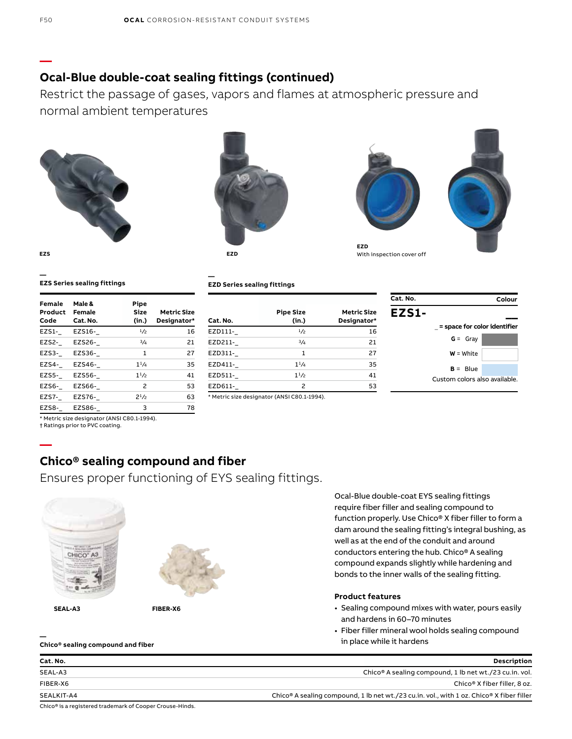## Ocal-Blue double-coat sealing fittings (continued)

Restrict the passage of gases, vapors and flames at atmospheric pressure and normal ambient temperatures

EZS

EZD

EZD
With inspection cover off

### EZS Series sealing fittings

| Female Product Code | Male & Female Cat. No. | Pipe Size (in.) | Metric Size Designator* |
|---|---|---|---|
| EZS1-_ | EZS16-_ | 1/2 | 16 |
| EZS2-_ | EZS26-_ | 3/4 | 21 |
| EZS3-_ | EZS36-_ | 1 | 27 |
| EZS4-_ | EZS46-_ | 1 1/4 | 35 |
| EZS5-_ | EZS56-_ | 1 1/2 | 41 |
| EZS6-_ | EZS66-_ | 2 | 53 |
| EZS7-_ | EZS76-_ | 2 1/2 | 63 |
| EZS8-_ | EZS86-_ | 3 | 78 |

* Metric size designator (ANSI C80.1-1994).
† Ratings prior to PVC coating.

### EZD Series sealing fittings

| Cat. No. | Pipe Size (in.) | Metric Size Designator* |
|---|---|---|
| EZD111-_ | 1/2 | 16 |
| EZD211-_ | 3/4 | 21 |
| EZD311-_ | 1 | 27 |
| EZD411-_ | 1 1/4 | 35 |
| EZD511-_ | 1 1/2 | 41 |
| EZD611-_ | 2 | 53 |

* Metric size designator (ANSI C80.1-1994).

| Cat. No. | Colour |
|---|---|
| **EZS1-** | ___ |
| _ = space for color identifier | |
| G = Gray | |
| W = White | |
| B = Blue | |
| Custom colors also available. | |

## Chico® sealing compound and fiber

Ensures proper functioning of EYS sealing fittings.

SEAL-A3

FIBER-X6

Ocal-Blue double-coat EYS sealing fittings require fiber filler and sealing compound to function properly. Use Chico® X fiber filler to form a dam around the sealing fitting's integral bushing, as well as at the end of the conduit and around conductors entering the hub. Chico® A sealing compound expands slightly while hardening and bonds to the inner walls of the sealing fitting.

**Product features**

- Sealing compound mixes with water, pours easily and hardens in 60–70 minutes
- Fiber filler mineral wool holds sealing compound in place while it hardens

### Chico® sealing compound and fiber

| Cat. No. | Description |
|---|---|
| SEAL-A3 | Chico® A sealing compound, 1 lb net wt./23 cu.in. vol. |
| FIBER-X6 | Chico® X fiber filler, 8 oz. |
| SEALKIT-A4 | Chico® A sealing compound, 1 lb net wt./23 cu.in. vol., with 1 oz. Chico® X fiber filler |

Chico® is a registered trademark of Cooper Crouse-Hinds.